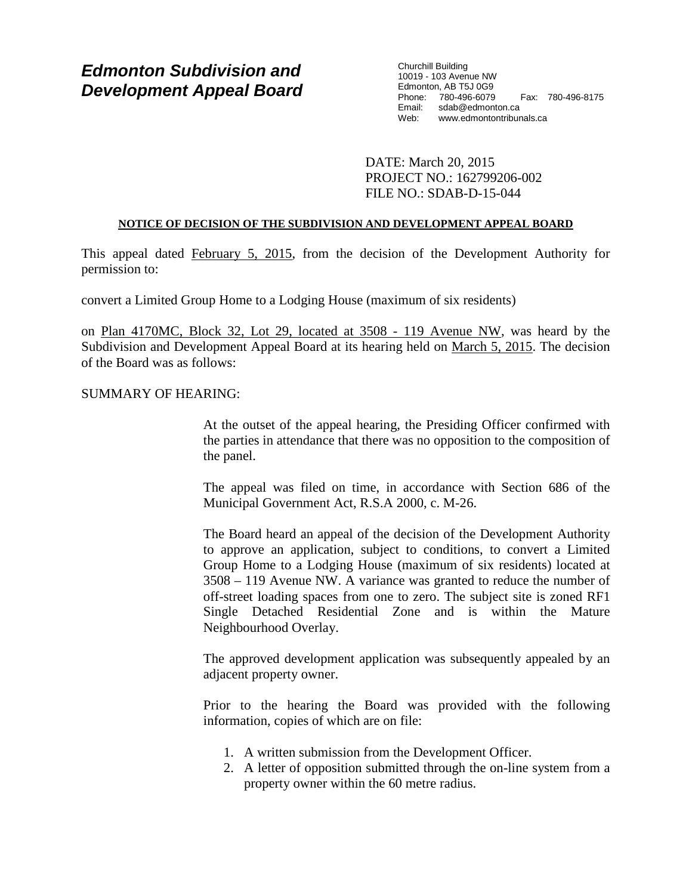# *Edmonton Subdivision and Development Appeal Board*

Churchill Building
10019 - 103 Avenue NW
Edmonton, AB T5J 0G9
Phone: 780-496-6079 Fax: 780-496-8175
Email: sdab@edmonton.ca
Web: www.edmontontribunals.ca

DATE: March 20, 2015
PROJECT NO.: 162799206-002
FILE NO.: SDAB-D-15-044

**NOTICE OF DECISION OF THE SUBDIVISION AND DEVELOPMENT APPEAL BOARD**

This appeal dated February 5, 2015, from the decision of the Development Authority for permission to:

convert a Limited Group Home to a Lodging House (maximum of six residents)

on Plan 4170MC, Block 32, Lot 29, located at 3508 - 119 Avenue NW, was heard by the Subdivision and Development Appeal Board at its hearing held on March 5, 2015. The decision of the Board was as follows:

SUMMARY OF HEARING:

At the outset of the appeal hearing, the Presiding Officer confirmed with the parties in attendance that there was no opposition to the composition of the panel.

The appeal was filed on time, in accordance with Section 686 of the Municipal Government Act, R.S.A 2000, c. M-26.

The Board heard an appeal of the decision of the Development Authority to approve an application, subject to conditions, to convert a Limited Group Home to a Lodging House (maximum of six residents) located at 3508 – 119 Avenue NW. A variance was granted to reduce the number of off-street loading spaces from one to zero. The subject site is zoned RF1 Single Detached Residential Zone and is within the Mature Neighbourhood Overlay.

The approved development application was subsequently appealed by an adjacent property owner.

Prior to the hearing the Board was provided with the following information, copies of which are on file:

1. A written submission from the Development Officer.
2. A letter of opposition submitted through the on-line system from a property owner within the 60 metre radius.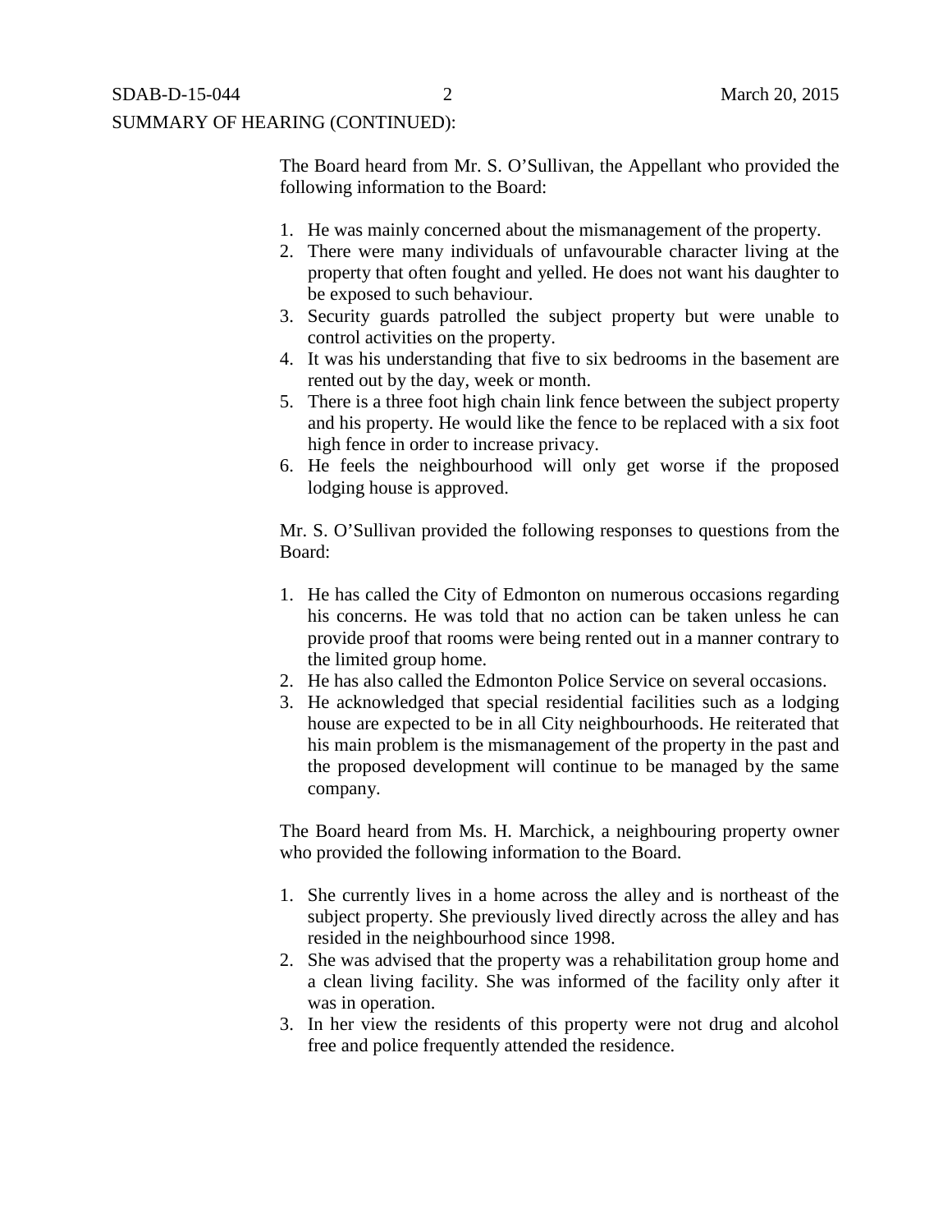SUMMARY OF HEARING (CONTINUED):

The Board heard from Mr. S. O'Sullivan, the Appellant who provided the following information to the Board:

1. He was mainly concerned about the mismanagement of the property.
2. There were many individuals of unfavourable character living at the property that often fought and yelled. He does not want his daughter to be exposed to such behaviour.
3. Security guards patrolled the subject property but were unable to control activities on the property.
4. It was his understanding that five to six bedrooms in the basement are rented out by the day, week or month.
5. There is a three foot high chain link fence between the subject property and his property. He would like the fence to be replaced with a six foot high fence in order to increase privacy.
6. He feels the neighbourhood will only get worse if the proposed lodging house is approved.

Mr. S. O'Sullivan provided the following responses to questions from the Board:

1. He has called the City of Edmonton on numerous occasions regarding his concerns. He was told that no action can be taken unless he can provide proof that rooms were being rented out in a manner contrary to the limited group home.
2. He has also called the Edmonton Police Service on several occasions.
3. He acknowledged that special residential facilities such as a lodging house are expected to be in all City neighbourhoods. He reiterated that his main problem is the mismanagement of the property in the past and the proposed development will continue to be managed by the same company.

The Board heard from Ms. H. Marchick, a neighbouring property owner who provided the following information to the Board.

1. She currently lives in a home across the alley and is northeast of the subject property. She previously lived directly across the alley and has resided in the neighbourhood since 1998.
2. She was advised that the property was a rehabilitation group home and a clean living facility. She was informed of the facility only after it was in operation.
3. In her view the residents of this property were not drug and alcohol free and police frequently attended the residence.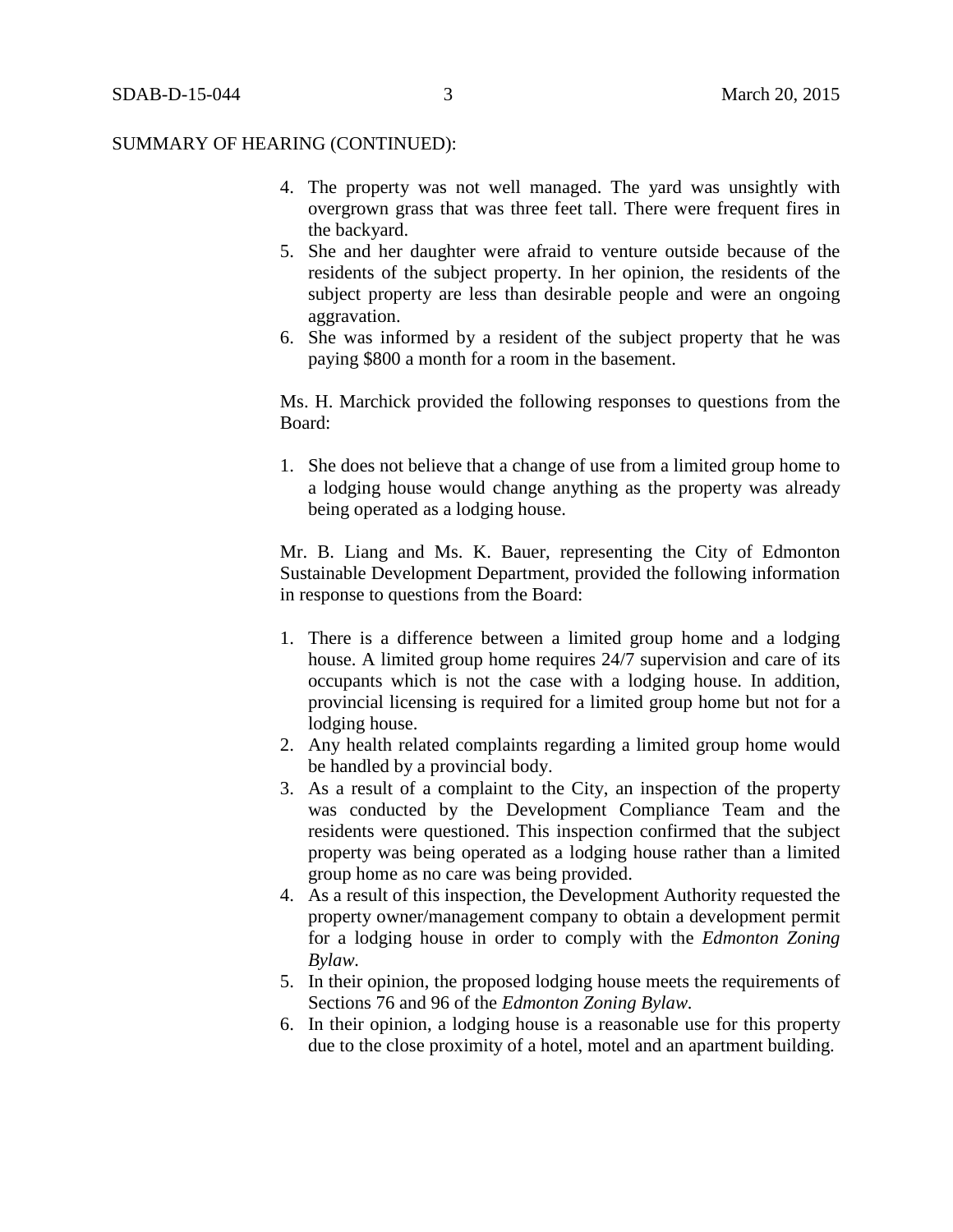SUMMARY OF HEARING (CONTINUED):

4. The property was not well managed. The yard was unsightly with overgrown grass that was three feet tall. There were frequent fires in the backyard.
5. She and her daughter were afraid to venture outside because of the residents of the subject property. In her opinion, the residents of the subject property are less than desirable people and were an ongoing aggravation.
6. She was informed by a resident of the subject property that he was paying $800 a month for a room in the basement.

Ms. H. Marchick provided the following responses to questions from the Board:

1. She does not believe that a change of use from a limited group home to a lodging house would change anything as the property was already being operated as a lodging house.

Mr. B. Liang and Ms. K. Bauer, representing the City of Edmonton Sustainable Development Department, provided the following information in response to questions from the Board:

1. There is a difference between a limited group home and a lodging house. A limited group home requires 24/7 supervision and care of its occupants which is not the case with a lodging house. In addition, provincial licensing is required for a limited group home but not for a lodging house.
2. Any health related complaints regarding a limited group home would be handled by a provincial body.
3. As a result of a complaint to the City, an inspection of the property was conducted by the Development Compliance Team and the residents were questioned. This inspection confirmed that the subject property was being operated as a lodging house rather than a limited group home as no care was being provided.
4. As a result of this inspection, the Development Authority requested the property owner/management company to obtain a development permit for a lodging house in order to comply with the *Edmonton Zoning Bylaw*.
5. In their opinion, the proposed lodging house meets the requirements of Sections 76 and 96 of the *Edmonton Zoning Bylaw*.
6. In their opinion, a lodging house is a reasonable use for this property due to the close proximity of a hotel, motel and an apartment building.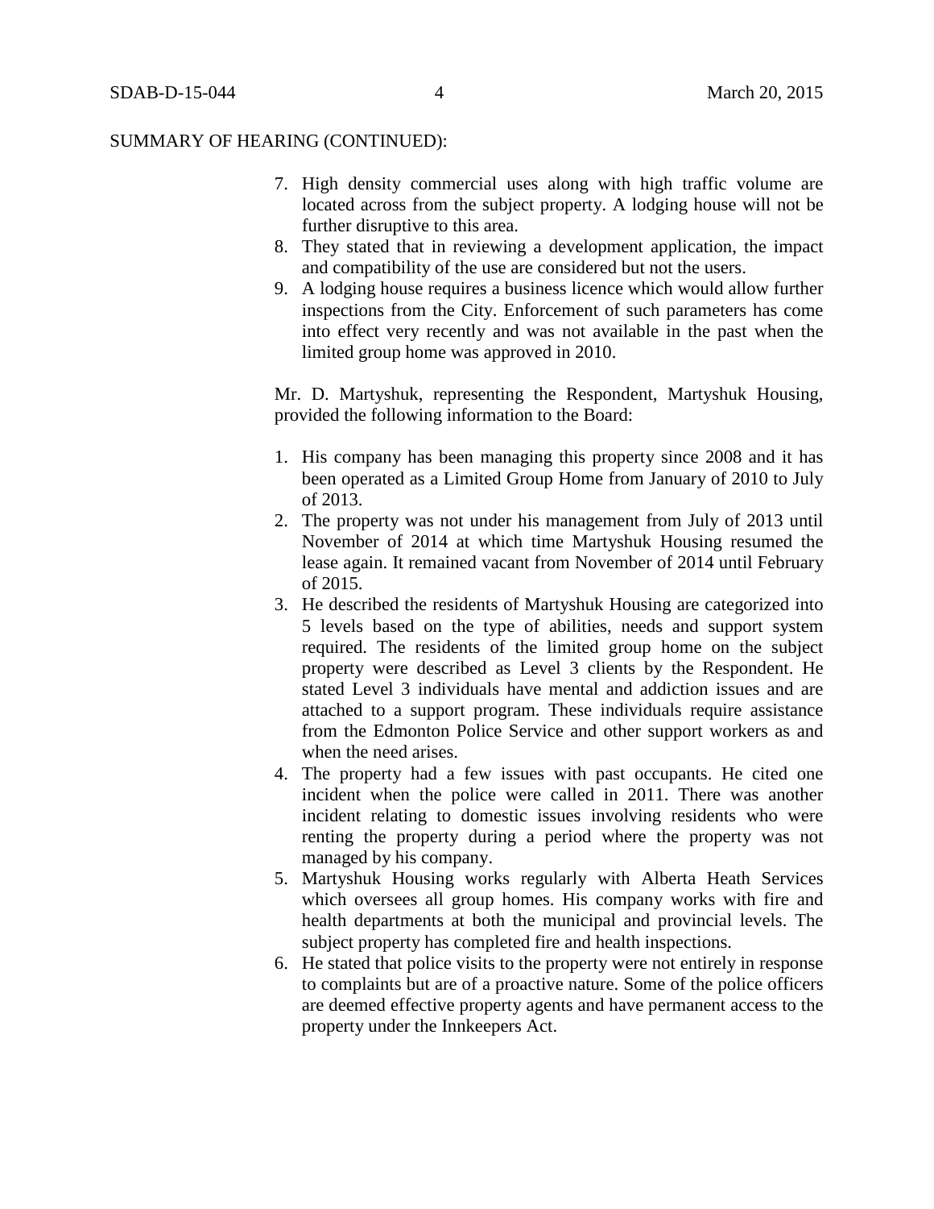SUMMARY OF HEARING (CONTINUED):

7. High density commercial uses along with high traffic volume are located across from the subject property. A lodging house will not be further disruptive to this area.
8. They stated that in reviewing a development application, the impact and compatibility of the use are considered but not the users.
9. A lodging house requires a business licence which would allow further inspections from the City. Enforcement of such parameters has come into effect very recently and was not available in the past when the limited group home was approved in 2010.

Mr. D. Martyshuk, representing the Respondent, Martyshuk Housing, provided the following information to the Board:

1. His company has been managing this property since 2008 and it has been operated as a Limited Group Home from January of 2010 to July of 2013.
2. The property was not under his management from July of 2013 until November of 2014 at which time Martyshuk Housing resumed the lease again. It remained vacant from November of 2014 until February of 2015.
3. He described the residents of Martyshuk Housing are categorized into 5 levels based on the type of abilities, needs and support system required. The residents of the limited group home on the subject property were described as Level 3 clients by the Respondent. He stated Level 3 individuals have mental and addiction issues and are attached to a support program. These individuals require assistance from the Edmonton Police Service and other support workers as and when the need arises.
4. The property had a few issues with past occupants. He cited one incident when the police were called in 2011. There was another incident relating to domestic issues involving residents who were renting the property during a period where the property was not managed by his company.
5. Martyshuk Housing works regularly with Alberta Heath Services which oversees all group homes. His company works with fire and health departments at both the municipal and provincial levels. The subject property has completed fire and health inspections.
6. He stated that police visits to the property were not entirely in response to complaints but are of a proactive nature. Some of the police officers are deemed effective property agents and have permanent access to the property under the Innkeepers Act.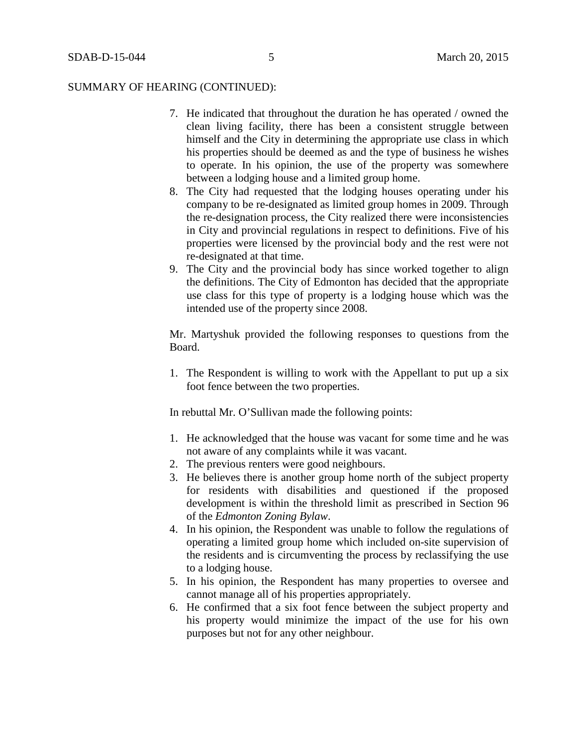SUMMARY OF HEARING (CONTINUED):

7. He indicated that throughout the duration he has operated / owned the clean living facility, there has been a consistent struggle between himself and the City in determining the appropriate use class in which his properties should be deemed as and the type of business he wishes to operate. In his opinion, the use of the property was somewhere between a lodging house and a limited group home.
8. The City had requested that the lodging houses operating under his company to be re-designated as limited group homes in 2009. Through the re-designation process, the City realized there were inconsistencies in City and provincial regulations in respect to definitions. Five of his properties were licensed by the provincial body and the rest were not re-designated at that time.
9. The City and the provincial body has since worked together to align the definitions. The City of Edmonton has decided that the appropriate use class for this type of property is a lodging house which was the intended use of the property since 2008.

Mr. Martyshuk provided the following responses to questions from the Board.

1. The Respondent is willing to work with the Appellant to put up a six foot fence between the two properties.

In rebuttal Mr. O'Sullivan made the following points:

1. He acknowledged that the house was vacant for some time and he was not aware of any complaints while it was vacant.
2. The previous renters were good neighbours.
3. He believes there is another group home north of the subject property for residents with disabilities and questioned if the proposed development is within the threshold limit as prescribed in Section 96 of the *Edmonton Zoning Bylaw*.
4. In his opinion, the Respondent was unable to follow the regulations of operating a limited group home which included on-site supervision of the residents and is circumventing the process by reclassifying the use to a lodging house.
5. In his opinion, the Respondent has many properties to oversee and cannot manage all of his properties appropriately.
6. He confirmed that a six foot fence between the subject property and his property would minimize the impact of the use for his own purposes but not for any other neighbour.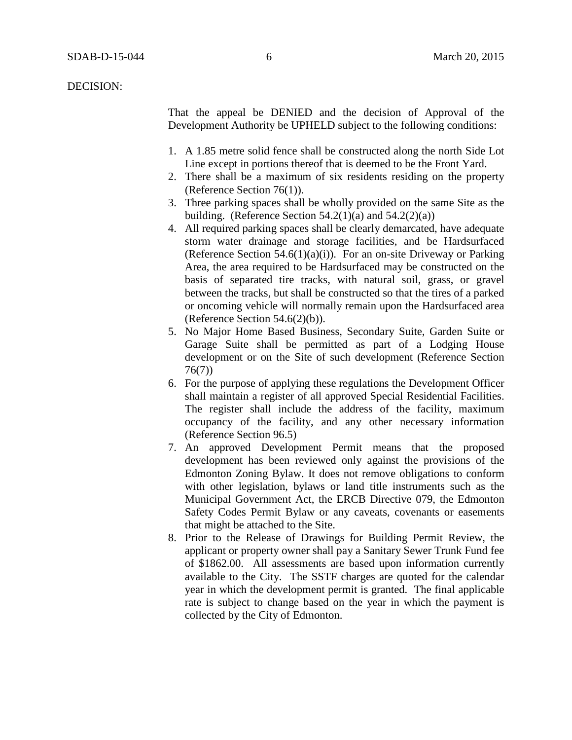DECISION:

That the appeal be DENIED and the decision of Approval of the Development Authority be UPHELD subject to the following conditions:

1. A 1.85 metre solid fence shall be constructed along the north Side Lot Line except in portions thereof that is deemed to be the Front Yard.
2. There shall be a maximum of six residents residing on the property (Reference Section 76(1)).
3. Three parking spaces shall be wholly provided on the same Site as the building. (Reference Section 54.2(1)(a) and 54.2(2)(a))
4. All required parking spaces shall be clearly demarcated, have adequate storm water drainage and storage facilities, and be Hardsurfaced (Reference Section 54.6(1)(a)(i)). For an on-site Driveway or Parking Area, the area required to be Hardsurfaced may be constructed on the basis of separated tire tracks, with natural soil, grass, or gravel between the tracks, but shall be constructed so that the tires of a parked or oncoming vehicle will normally remain upon the Hardsurfaced area (Reference Section 54.6(2)(b)).
5. No Major Home Based Business, Secondary Suite, Garden Suite or Garage Suite shall be permitted as part of a Lodging House development or on the Site of such development (Reference Section 76(7))
6. For the purpose of applying these regulations the Development Officer shall maintain a register of all approved Special Residential Facilities. The register shall include the address of the facility, maximum occupancy of the facility, and any other necessary information (Reference Section 96.5)
7. An approved Development Permit means that the proposed development has been reviewed only against the provisions of the Edmonton Zoning Bylaw. It does not remove obligations to conform with other legislation, bylaws or land title instruments such as the Municipal Government Act, the ERCB Directive 079, the Edmonton Safety Codes Permit Bylaw or any caveats, covenants or easements that might be attached to the Site.
8. Prior to the Release of Drawings for Building Permit Review, the applicant or property owner shall pay a Sanitary Sewer Trunk Fund fee of $1862.00. All assessments are based upon information currently available to the City. The SSTF charges are quoted for the calendar year in which the development permit is granted. The final applicable rate is subject to change based on the year in which the payment is collected by the City of Edmonton.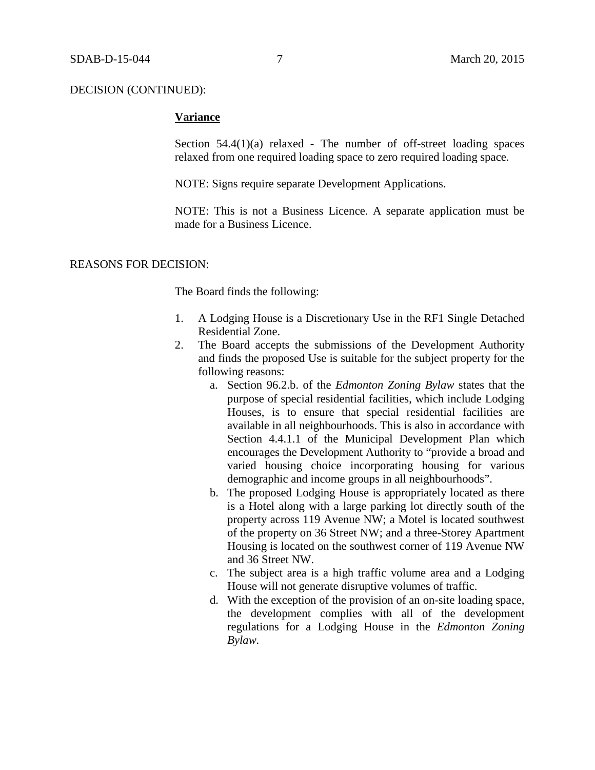DECISION (CONTINUED):

**Variance**

Section 54.4(1)(a) relaxed - The number of off-street loading spaces relaxed from one required loading space to zero required loading space.

NOTE: Signs require separate Development Applications.

NOTE: This is not a Business Licence. A separate application must be made for a Business Licence.

REASONS FOR DECISION:

The Board finds the following:

1. A Lodging House is a Discretionary Use in the RF1 Single Detached Residential Zone.
2. The Board accepts the submissions of the Development Authority and finds the proposed Use is suitable for the subject property for the following reasons:
   a. Section 96.2.b. of the *Edmonton Zoning Bylaw* states that the purpose of special residential facilities, which include Lodging Houses, is to ensure that special residential facilities are available in all neighbourhoods. This is also in accordance with Section 4.4.1.1 of the Municipal Development Plan which encourages the Development Authority to "provide a broad and varied housing choice incorporating housing for various demographic and income groups in all neighbourhoods".
   b. The proposed Lodging House is appropriately located as there is a Hotel along with a large parking lot directly south of the property across 119 Avenue NW; a Motel is located southwest of the property on 36 Street NW; and a three-Storey Apartment Housing is located on the southwest corner of 119 Avenue NW and 36 Street NW.
   c. The subject area is a high traffic volume area and a Lodging House will not generate disruptive volumes of traffic.
   d. With the exception of the provision of an on-site loading space, the development complies with all of the development regulations for a Lodging House in the *Edmonton Zoning Bylaw.*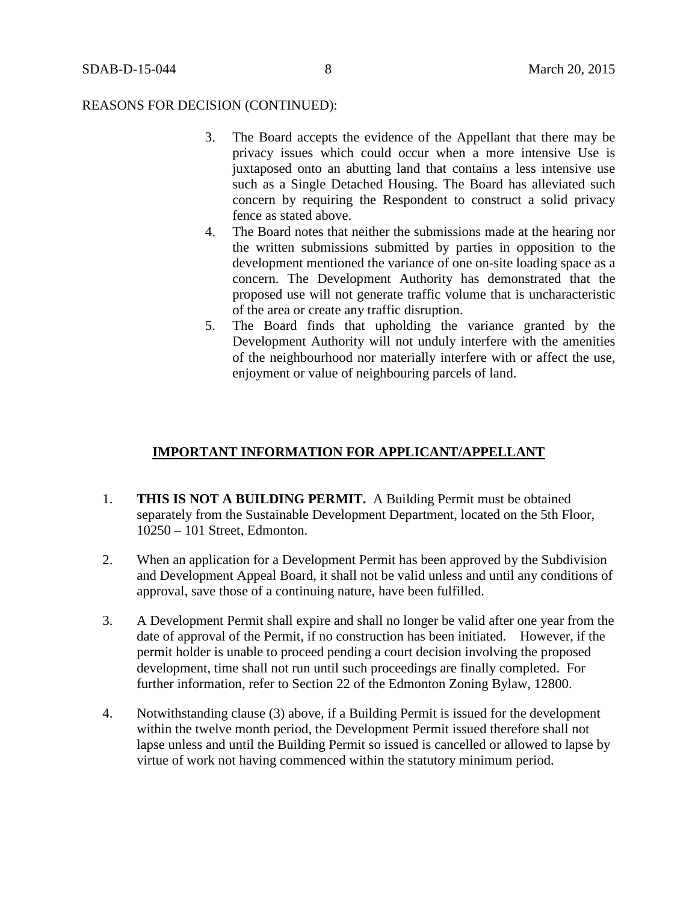REASONS FOR DECISION (CONTINUED):

3. The Board accepts the evidence of the Appellant that there may be privacy issues which could occur when a more intensive Use is juxtaposed onto an abutting land that contains a less intensive use such as a Single Detached Housing. The Board has alleviated such concern by requiring the Respondent to construct a solid privacy fence as stated above.
4. The Board notes that neither the submissions made at the hearing nor the written submissions submitted by parties in opposition to the development mentioned the variance of one on-site loading space as a concern. The Development Authority has demonstrated that the proposed use will not generate traffic volume that is uncharacteristic of the area or create any traffic disruption.
5. The Board finds that upholding the variance granted by the Development Authority will not unduly interfere with the amenities of the neighbourhood nor materially interfere with or affect the use, enjoyment or value of neighbouring parcels of land.

## IMPORTANT INFORMATION FOR APPLICANT/APPELLANT

1. **THIS IS NOT A BUILDING PERMIT.** A Building Permit must be obtained separately from the Sustainable Development Department, located on the 5th Floor, 10250 – 101 Street, Edmonton.

2. When an application for a Development Permit has been approved by the Subdivision and Development Appeal Board, it shall not be valid unless and until any conditions of approval, save those of a continuing nature, have been fulfilled.

3. A Development Permit shall expire and shall no longer be valid after one year from the date of approval of the Permit, if no construction has been initiated. However, if the permit holder is unable to proceed pending a court decision involving the proposed development, time shall not run until such proceedings are finally completed. For further information, refer to Section 22 of the Edmonton Zoning Bylaw, 12800.

4. Notwithstanding clause (3) above, if a Building Permit is issued for the development within the twelve month period, the Development Permit issued therefore shall not lapse unless and until the Building Permit so issued is cancelled or allowed to lapse by virtue of work not having commenced within the statutory minimum period.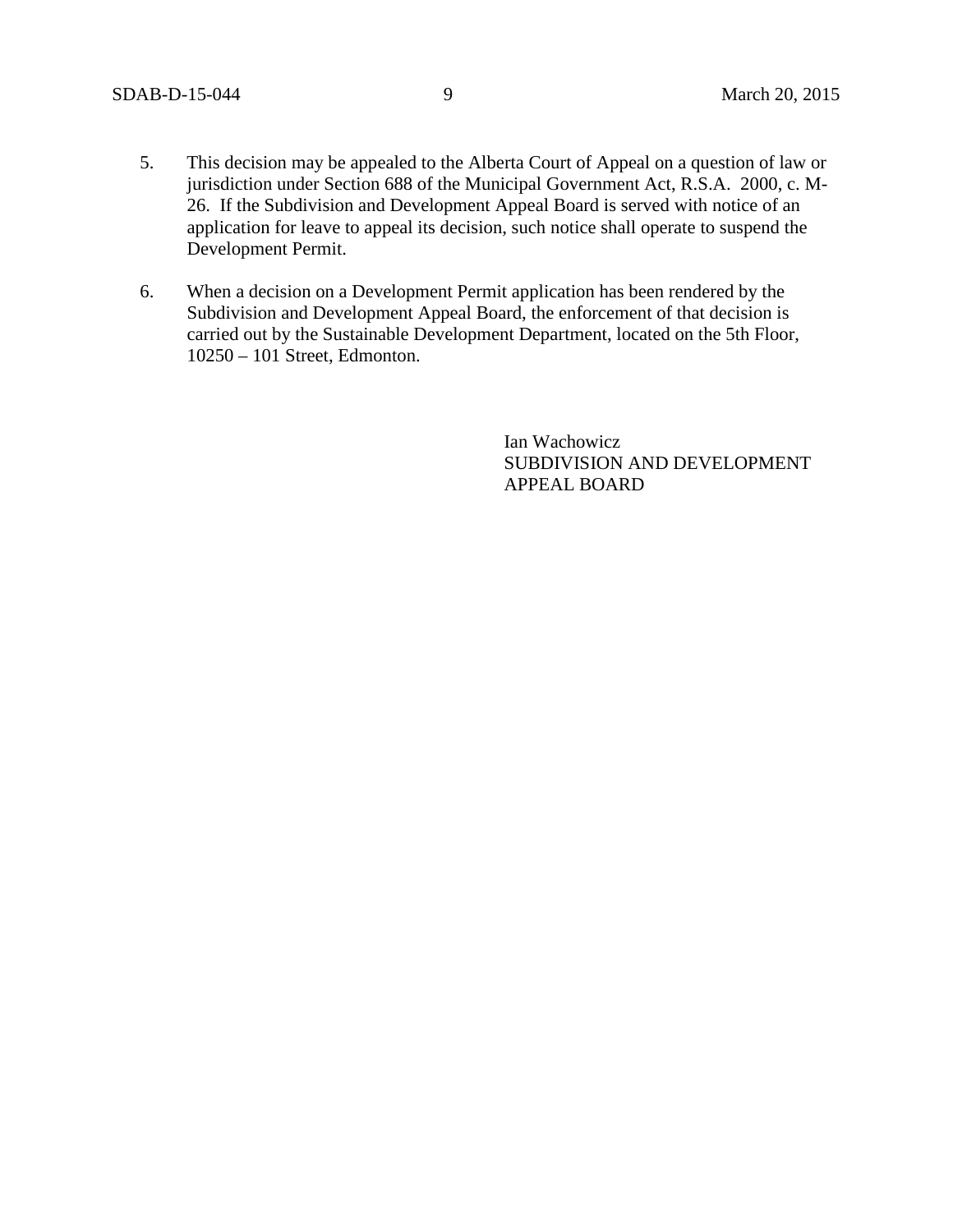5. This decision may be appealed to the Alberta Court of Appeal on a question of law or jurisdiction under Section 688 of the Municipal Government Act, R.S.A. 2000, c. M-26. If the Subdivision and Development Appeal Board is served with notice of an application for leave to appeal its decision, such notice shall operate to suspend the Development Permit.

6. When a decision on a Development Permit application has been rendered by the Subdivision and Development Appeal Board, the enforcement of that decision is carried out by the Sustainable Development Department, located on the 5th Floor, 10250 – 101 Street, Edmonton.

Ian Wachowicz
SUBDIVISION AND DEVELOPMENT APPEAL BOARD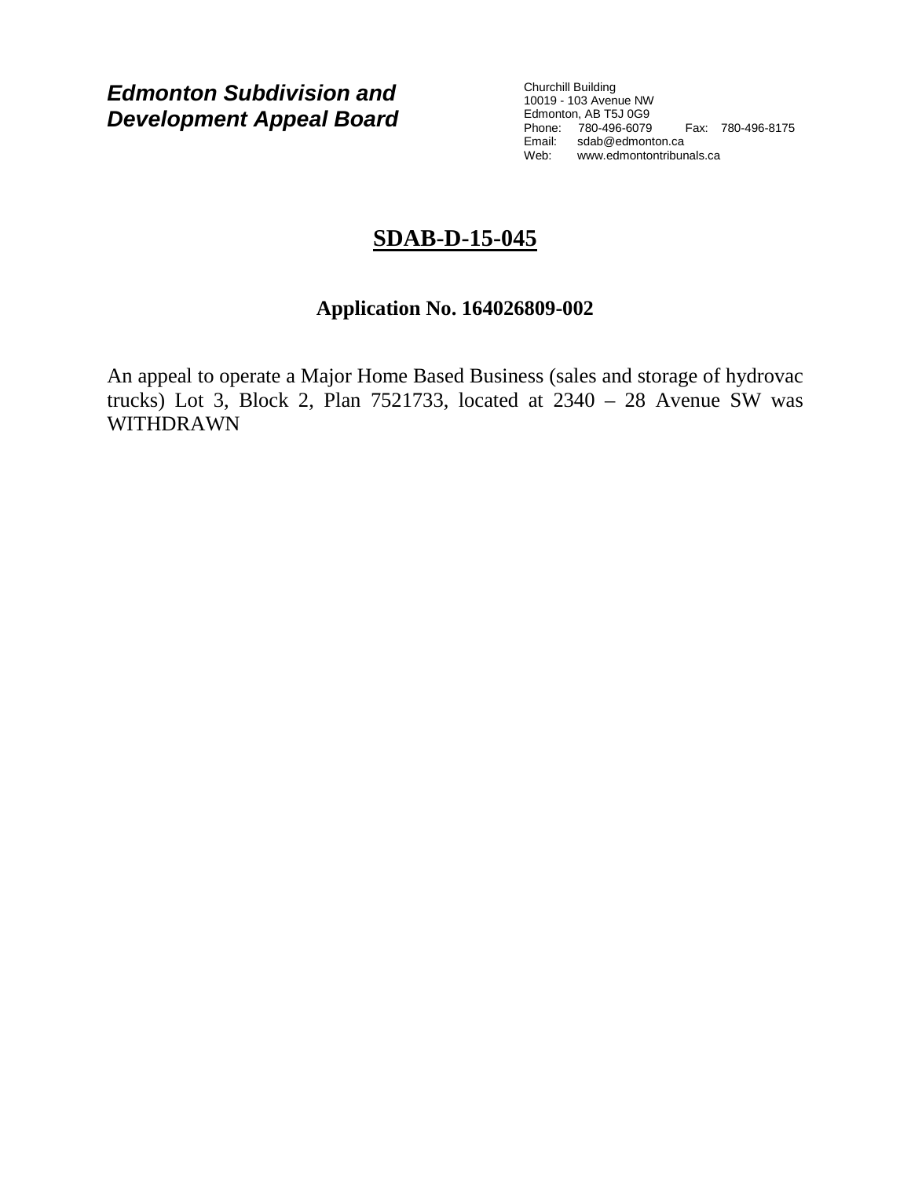***Edmonton Subdivision and Development Appeal Board***

Churchill Building
10019 - 103 Avenue NW
Edmonton, AB T5J 0G9
Phone: 780-496-6079 Fax: 780-496-8175
Email: sdab@edmonton.ca
Web: www.edmontontribunals.ca

# SDAB-D-15-045

## Application No. 164026809-002

An appeal to operate a Major Home Based Business (sales and storage of hydrovac trucks) Lot 3, Block 2, Plan 7521733, located at 2340 – 28 Avenue SW was WITHDRAWN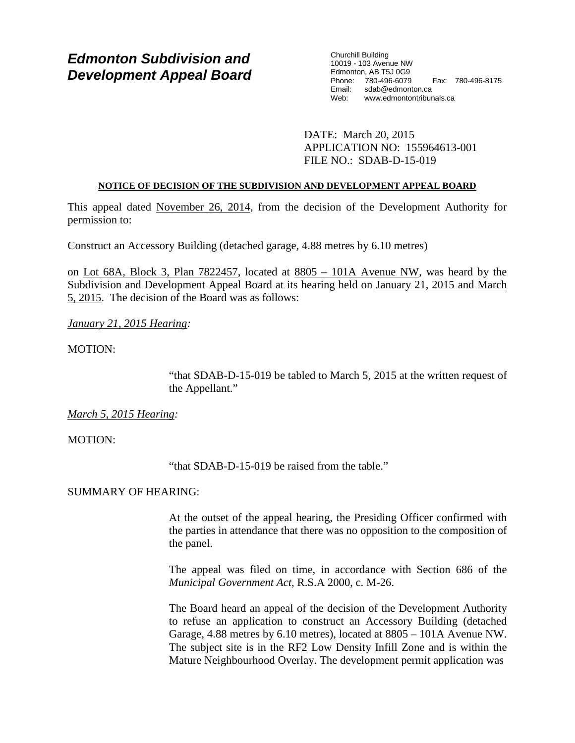# Edmonton Subdivision and Development Appeal Board

Churchill Building
10019 - 103 Avenue NW
Edmonton, AB T5J 0G9
Phone: 780-496-6079 Fax: 780-496-8175
Email: sdab@edmonton.ca
Web: www.edmontontribunals.ca

DATE: March 20, 2015
APPLICATION NO: 155964613-001
FILE NO.: SDAB-D-15-019

**NOTICE OF DECISION OF THE SUBDIVISION AND DEVELOPMENT APPEAL BOARD**

This appeal dated November 26, 2014, from the decision of the Development Authority for permission to:

Construct an Accessory Building (detached garage, 4.88 metres by 6.10 metres)

on Lot 68A, Block 3, Plan 7822457, located at 8805 – 101A Avenue NW, was heard by the Subdivision and Development Appeal Board at its hearing held on January 21, 2015 and March 5, 2015. The decision of the Board was as follows:

*January 21, 2015 Hearing:*

MOTION:

"that SDAB-D-15-019 be tabled to March 5, 2015 at the written request of the Appellant."

*March 5, 2015 Hearing:*

MOTION:

"that SDAB-D-15-019 be raised from the table."

SUMMARY OF HEARING:

At the outset of the appeal hearing, the Presiding Officer confirmed with the parties in attendance that there was no opposition to the composition of the panel.

The appeal was filed on time, in accordance with Section 686 of the *Municipal Government Act*, R.S.A 2000, c. M-26.

The Board heard an appeal of the decision of the Development Authority to refuse an application to construct an Accessory Building (detached Garage, 4.88 metres by 6.10 metres), located at 8805 – 101A Avenue NW. The subject site is in the RF2 Low Density Infill Zone and is within the Mature Neighbourhood Overlay. The development permit application was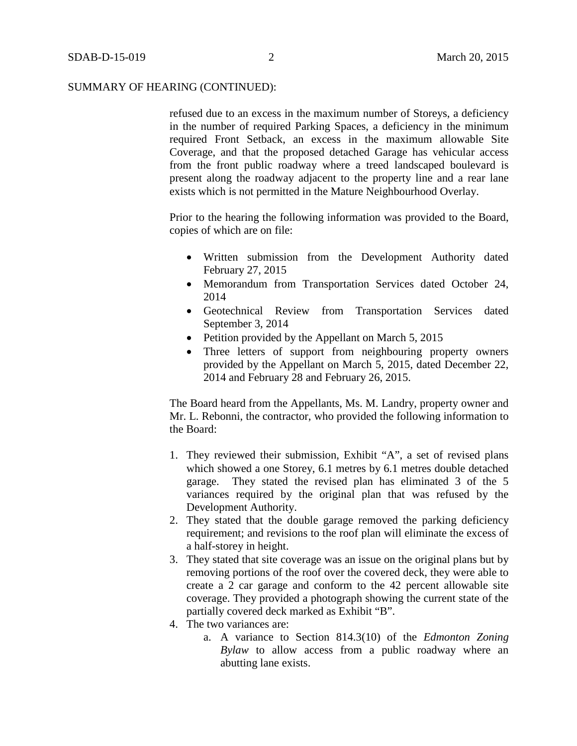SUMMARY OF HEARING (CONTINUED):

refused due to an excess in the maximum number of Storeys, a deficiency in the number of required Parking Spaces, a deficiency in the minimum required Front Setback, an excess in the maximum allowable Site Coverage, and that the proposed detached Garage has vehicular access from the front public roadway where a treed landscaped boulevard is present along the roadway adjacent to the property line and a rear lane exists which is not permitted in the Mature Neighbourhood Overlay.

Prior to the hearing the following information was provided to the Board, copies of which are on file:

- Written submission from the Development Authority dated February 27, 2015
- Memorandum from Transportation Services dated October 24, 2014
- Geotechnical Review from Transportation Services dated September 3, 2014
- Petition provided by the Appellant on March 5, 2015
- Three letters of support from neighbouring property owners provided by the Appellant on March 5, 2015, dated December 22, 2014 and February 28 and February 26, 2015.

The Board heard from the Appellants, Ms. M. Landry, property owner and Mr. L. Rebonni, the contractor, who provided the following information to the Board:

1. They reviewed their submission, Exhibit "A", a set of revised plans which showed a one Storey, 6.1 metres by 6.1 metres double detached garage. They stated the revised plan has eliminated 3 of the 5 variances required by the original plan that was refused by the Development Authority.
2. They stated that the double garage removed the parking deficiency requirement; and revisions to the roof plan will eliminate the excess of a half-storey in height.
3. They stated that site coverage was an issue on the original plans but by removing portions of the roof over the covered deck, they were able to create a 2 car garage and conform to the 42 percent allowable site coverage. They provided a photograph showing the current state of the partially covered deck marked as Exhibit "B".
4. The two variances are:
    a. A variance to Section 814.3(10) of the *Edmonton Zoning Bylaw* to allow access from a public roadway where an abutting lane exists.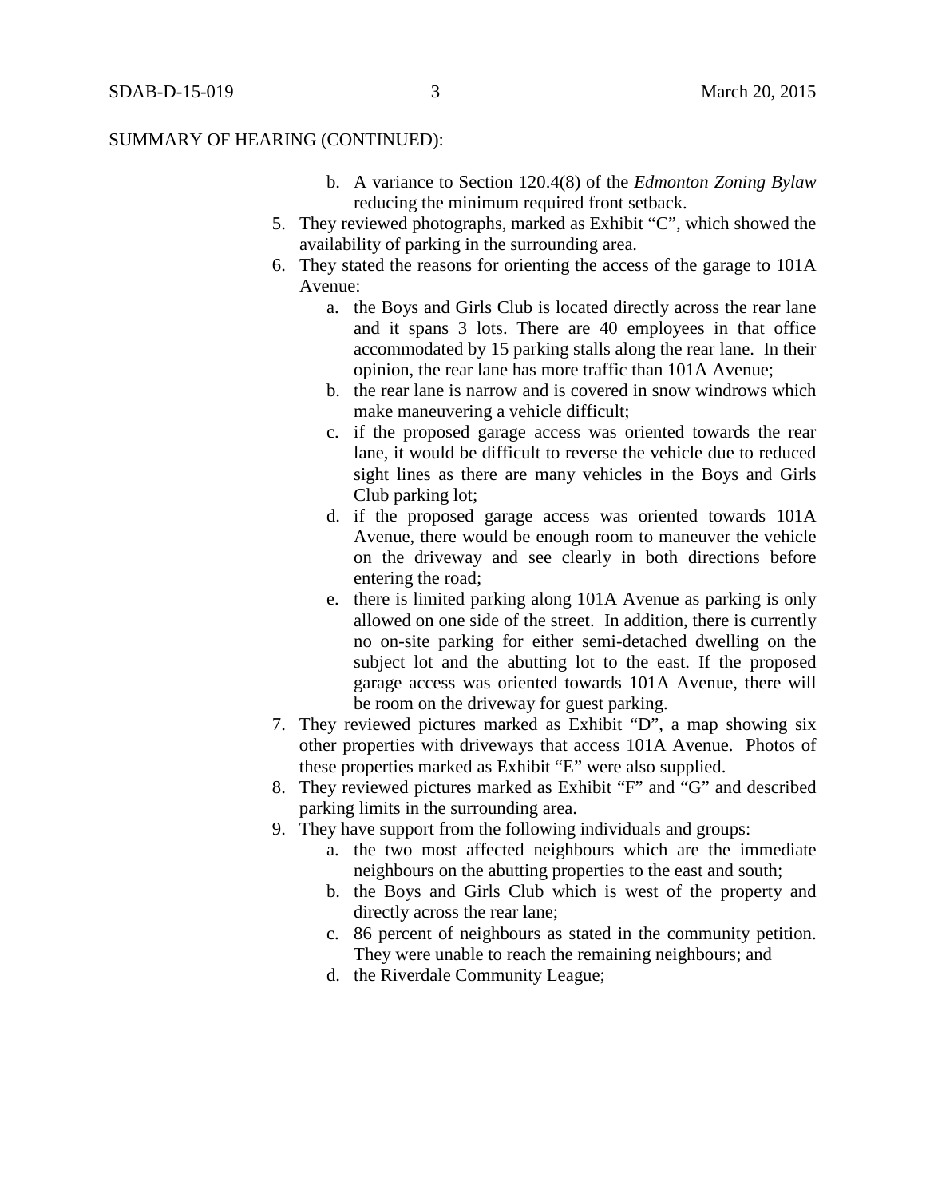SUMMARY OF HEARING (CONTINUED):

   b. A variance to Section 120.4(8) of the *Edmonton Zoning Bylaw* reducing the minimum required front setback.

5. They reviewed photographs, marked as Exhibit "C", which showed the availability of parking in the surrounding area.
6. They stated the reasons for orienting the access of the garage to 101A Avenue:
   a. the Boys and Girls Club is located directly across the rear lane and it spans 3 lots. There are 40 employees in that office accommodated by 15 parking stalls along the rear lane. In their opinion, the rear lane has more traffic than 101A Avenue;
   b. the rear lane is narrow and is covered in snow windrows which make maneuvering a vehicle difficult;
   c. if the proposed garage access was oriented towards the rear lane, it would be difficult to reverse the vehicle due to reduced sight lines as there are many vehicles in the Boys and Girls Club parking lot;
   d. if the proposed garage access was oriented towards 101A Avenue, there would be enough room to maneuver the vehicle on the driveway and see clearly in both directions before entering the road;
   e. there is limited parking along 101A Avenue as parking is only allowed on one side of the street. In addition, there is currently no on-site parking for either semi-detached dwelling on the subject lot and the abutting lot to the east. If the proposed garage access was oriented towards 101A Avenue, there will be room on the driveway for guest parking.
7. They reviewed pictures marked as Exhibit "D", a map showing six other properties with driveways that access 101A Avenue. Photos of these properties marked as Exhibit "E" were also supplied.
8. They reviewed pictures marked as Exhibit "F" and "G" and described parking limits in the surrounding area.
9. They have support from the following individuals and groups:
   a. the two most affected neighbours which are the immediate neighbours on the abutting properties to the east and south;
   b. the Boys and Girls Club which is west of the property and directly across the rear lane;
   c. 86 percent of neighbours as stated in the community petition. They were unable to reach the remaining neighbours; and
   d. the Riverdale Community League;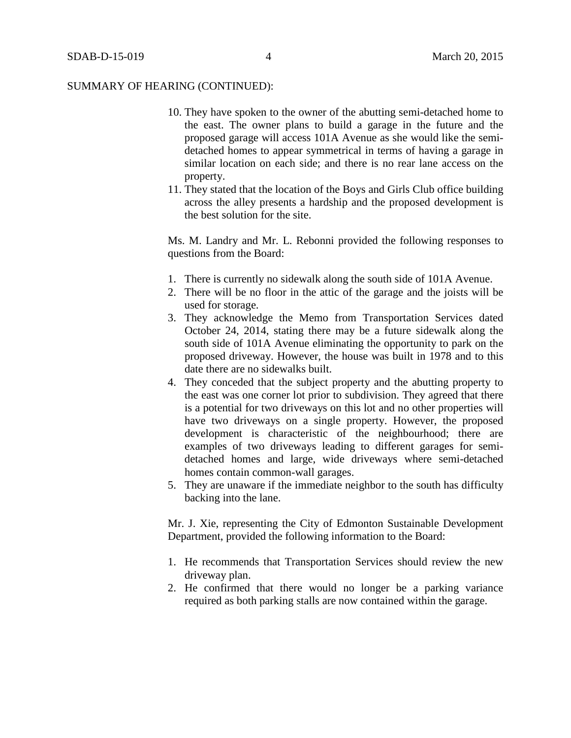SUMMARY OF HEARING (CONTINUED):

10. They have spoken to the owner of the abutting semi-detached home to the east. The owner plans to build a garage in the future and the proposed garage will access 101A Avenue as she would like the semi-detached homes to appear symmetrical in terms of having a garage in similar location on each side; and there is no rear lane access on the property.
11. They stated that the location of the Boys and Girls Club office building across the alley presents a hardship and the proposed development is the best solution for the site.

Ms. M. Landry and Mr. L. Rebonni provided the following responses to questions from the Board:

1. There is currently no sidewalk along the south side of 101A Avenue.
2. There will be no floor in the attic of the garage and the joists will be used for storage.
3. They acknowledge the Memo from Transportation Services dated October 24, 2014, stating there may be a future sidewalk along the south side of 101A Avenue eliminating the opportunity to park on the proposed driveway. However, the house was built in 1978 and to this date there are no sidewalks built.
4. They conceded that the subject property and the abutting property to the east was one corner lot prior to subdivision. They agreed that there is a potential for two driveways on this lot and no other properties will have two driveways on a single property. However, the proposed development is characteristic of the neighbourhood; there are examples of two driveways leading to different garages for semi-detached homes and large, wide driveways where semi-detached homes contain common-wall garages.
5. They are unaware if the immediate neighbor to the south has difficulty backing into the lane.

Mr. J. Xie, representing the City of Edmonton Sustainable Development Department, provided the following information to the Board:

1. He recommends that Transportation Services should review the new driveway plan.
2. He confirmed that there would no longer be a parking variance required as both parking stalls are now contained within the garage.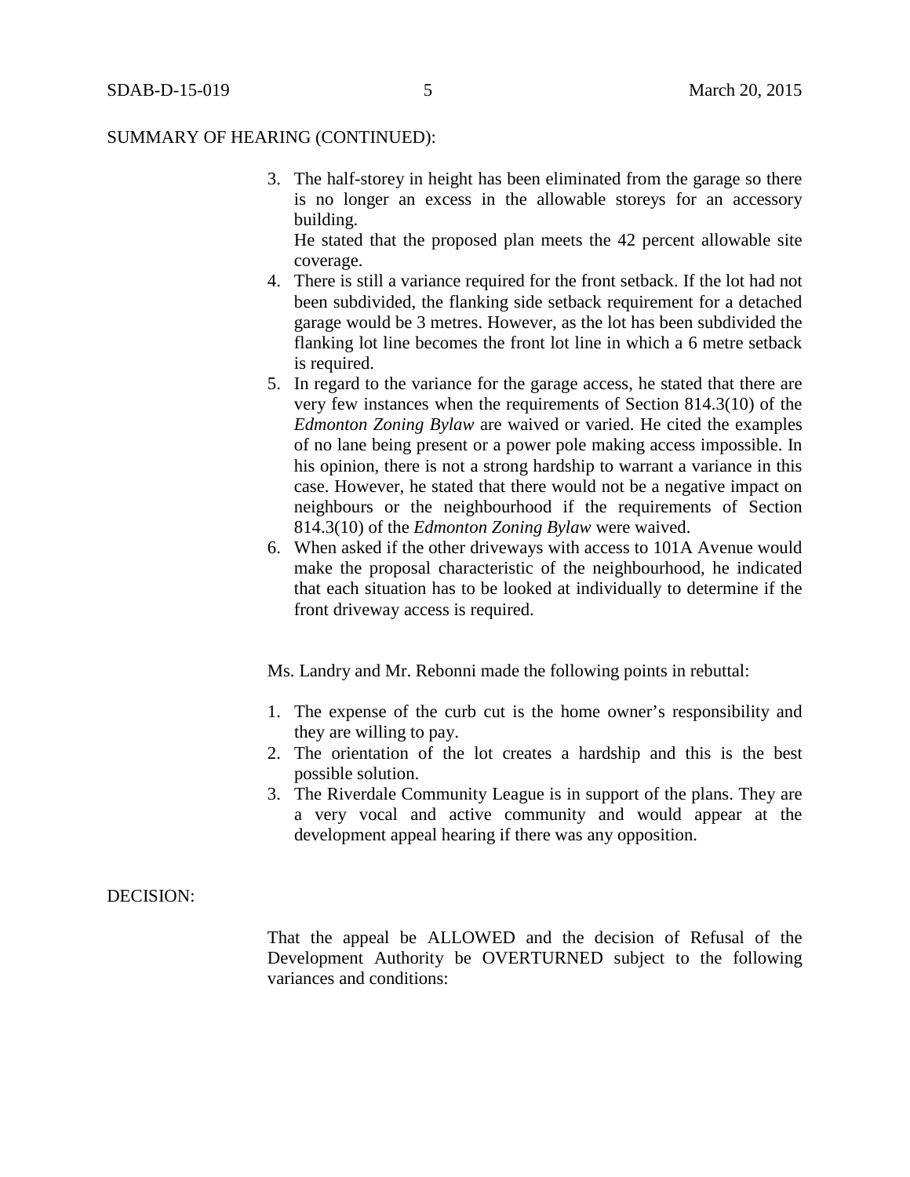SUMMARY OF HEARING (CONTINUED):

3. The half-storey in height has been eliminated from the garage so there is no longer an excess in the allowable storeys for an accessory building.
   He stated that the proposed plan meets the 42 percent allowable site coverage.
4. There is still a variance required for the front setback. If the lot had not been subdivided, the flanking side setback requirement for a detached garage would be 3 metres. However, as the lot has been subdivided the flanking lot line becomes the front lot line in which a 6 metre setback is required.
5. In regard to the variance for the garage access, he stated that there are very few instances when the requirements of Section 814.3(10) of the *Edmonton Zoning Bylaw* are waived or varied. He cited the examples of no lane being present or a power pole making access impossible. In his opinion, there is not a strong hardship to warrant a variance in this case. However, he stated that there would not be a negative impact on neighbours or the neighbourhood if the requirements of Section 814.3(10) of the *Edmonton Zoning Bylaw* were waived.
6. When asked if the other driveways with access to 101A Avenue would make the proposal characteristic of the neighbourhood, he indicated that each situation has to be looked at individually to determine if the front driveway access is required.

Ms. Landry and Mr. Rebonni made the following points in rebuttal:

1. The expense of the curb cut is the home owner's responsibility and they are willing to pay.
2. The orientation of the lot creates a hardship and this is the best possible solution.
3. The Riverdale Community League is in support of the plans. They are a very vocal and active community and would appear at the development appeal hearing if there was any opposition.

DECISION:

That the appeal be ALLOWED and the decision of Refusal of the Development Authority be OVERTURNED subject to the following variances and conditions: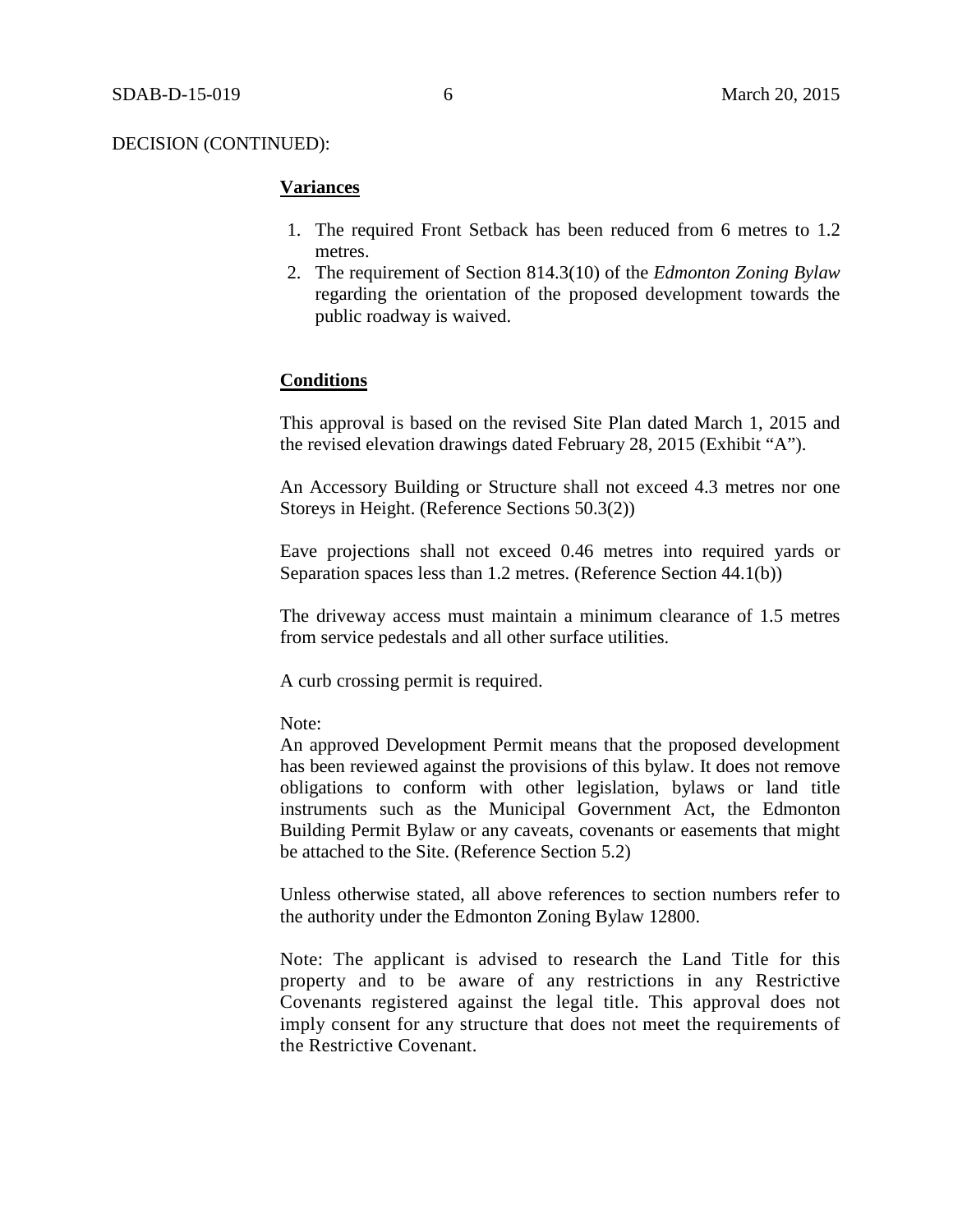DECISION (CONTINUED):

**Variances**

1. The required Front Setback has been reduced from 6 metres to 1.2 metres.
2. The requirement of Section 814.3(10) of the *Edmonton Zoning Bylaw* regarding the orientation of the proposed development towards the public roadway is waived.

**Conditions**

This approval is based on the revised Site Plan dated March 1, 2015 and the revised elevation drawings dated February 28, 2015 (Exhibit "A").

An Accessory Building or Structure shall not exceed 4.3 metres nor one Storeys in Height. (Reference Sections 50.3(2))

Eave projections shall not exceed 0.46 metres into required yards or Separation spaces less than 1.2 metres. (Reference Section 44.1(b))

The driveway access must maintain a minimum clearance of 1.5 metres from service pedestals and all other surface utilities.

A curb crossing permit is required.

Note:
An approved Development Permit means that the proposed development has been reviewed against the provisions of this bylaw. It does not remove obligations to conform with other legislation, bylaws or land title instruments such as the Municipal Government Act, the Edmonton Building Permit Bylaw or any caveats, covenants or easements that might be attached to the Site. (Reference Section 5.2)

Unless otherwise stated, all above references to section numbers refer to the authority under the Edmonton Zoning Bylaw 12800.

Note: The applicant is advised to research the Land Title for this property and to be aware of any restrictions in any Restrictive Covenants registered against the legal title. This approval does not imply consent for any structure that does not meet the requirements of the Restrictive Covenant.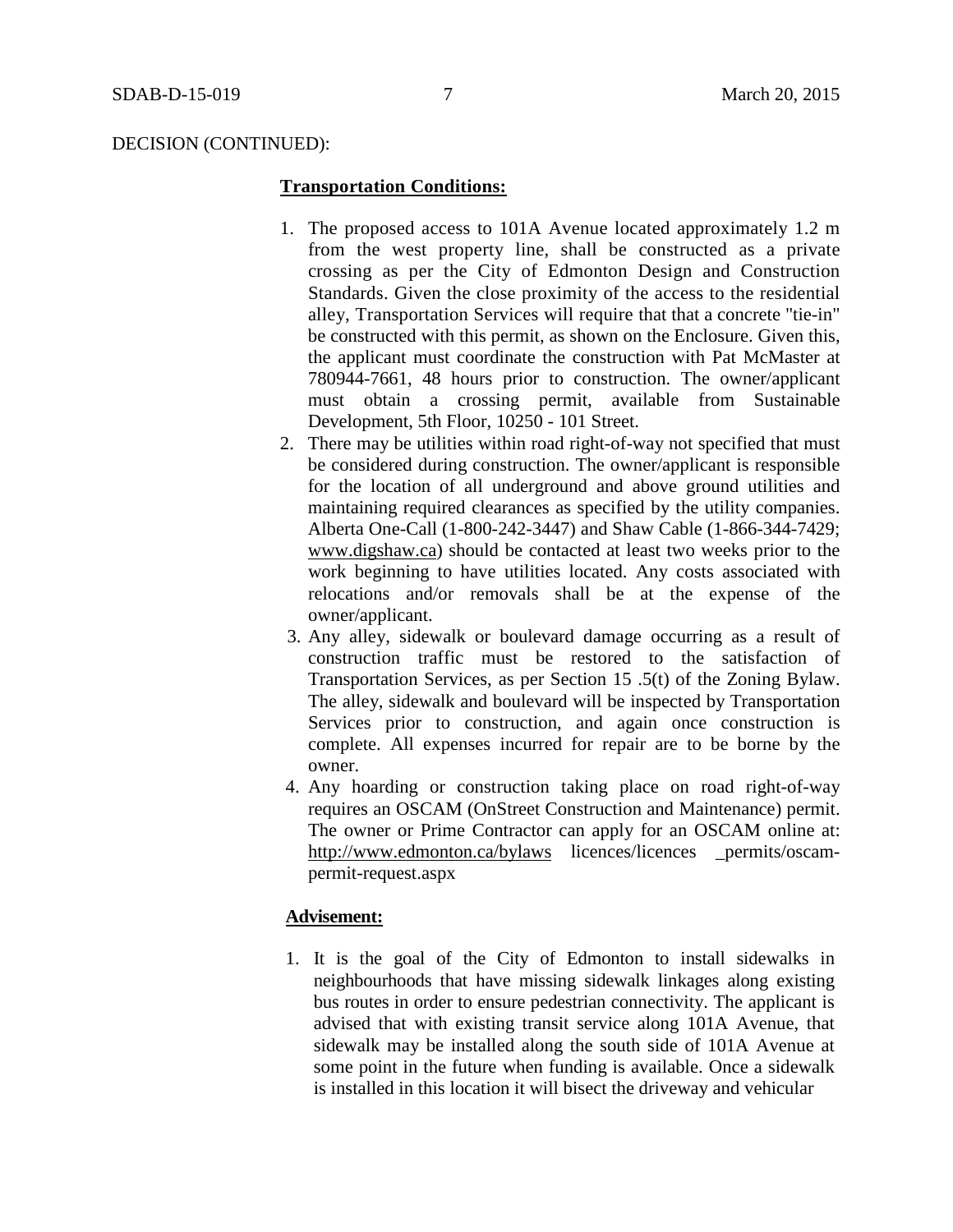DECISION (CONTINUED):

**Transportation Conditions:**

1. The proposed access to 101A Avenue located approximately 1.2 m from the west property line, shall be constructed as a private crossing as per the City of Edmonton Design and Construction Standards. Given the close proximity of the access to the residential alley, Transportation Services will require that that a concrete "tie-in" be constructed with this permit, as shown on the Enclosure. Given this, the applicant must coordinate the construction with Pat McMaster at 780944-7661, 48 hours prior to construction. The owner/applicant must obtain a crossing permit, available from Sustainable Development, 5th Floor, 10250 - 101 Street.
2. There may be utilities within road right-of-way not specified that must be considered during construction. The owner/applicant is responsible for the location of all underground and above ground utilities and maintaining required clearances as specified by the utility companies. Alberta One-Call (1-800-242-3447) and Shaw Cable (1-866-344-7429; www.digshaw.ca) should be contacted at least two weeks prior to the work beginning to have utilities located. Any costs associated with relocations and/or removals shall be at the expense of the owner/applicant.
3. Any alley, sidewalk or boulevard damage occurring as a result of construction traffic must be restored to the satisfaction of Transportation Services, as per Section 15 .5(t) of the Zoning Bylaw. The alley, sidewalk and boulevard will be inspected by Transportation Services prior to construction, and again once construction is complete. All expenses incurred for repair are to be borne by the owner.
4. Any hoarding or construction taking place on road right-of-way requires an OSCAM (OnStreet Construction and Maintenance) permit. The owner or Prime Contractor can apply for an OSCAM online at: http://www.edmonton.ca/bylaws licences/licences _permits/oscam-permit-request.aspx

**Advisement:**

1. It is the goal of the City of Edmonton to install sidewalks in neighbourhoods that have missing sidewalk linkages along existing bus routes in order to ensure pedestrian connectivity. The applicant is advised that with existing transit service along 101A Avenue, that sidewalk may be installed along the south side of 101A Avenue at some point in the future when funding is available. Once a sidewalk is installed in this location it will bisect the driveway and vehicular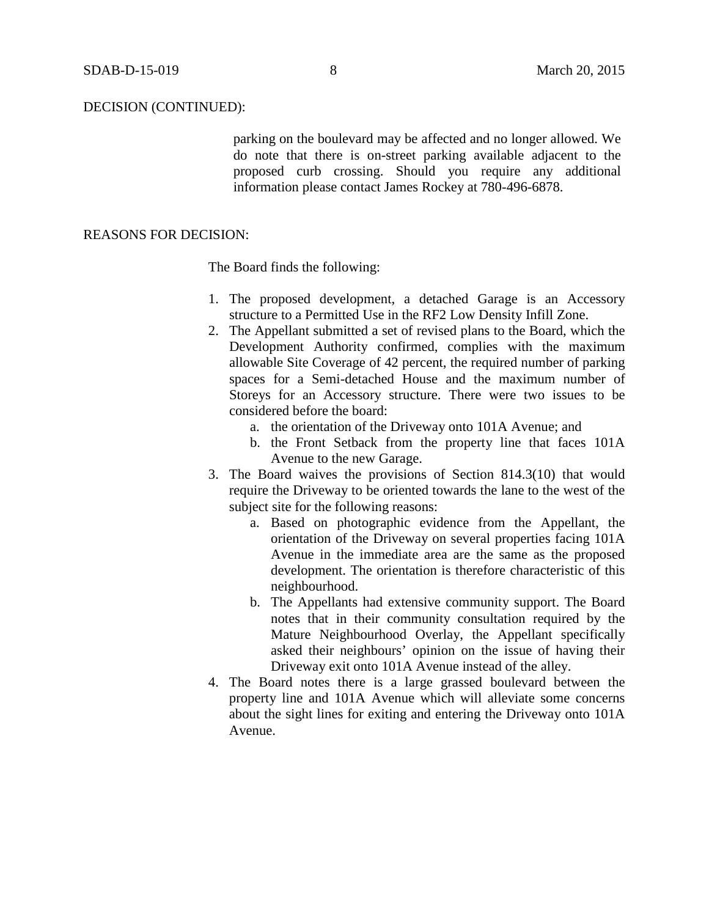DECISION (CONTINUED):

> parking on the boulevard may be affected and no longer allowed. We do note that there is on-street parking available adjacent to the proposed curb crossing. Should you require any additional information please contact James Rockey at 780-496-6878.

REASONS FOR DECISION:

The Board finds the following:

1. The proposed development, a detached Garage is an Accessory structure to a Permitted Use in the RF2 Low Density Infill Zone.
2. The Appellant submitted a set of revised plans to the Board, which the Development Authority confirmed, complies with the maximum allowable Site Coverage of 42 percent, the required number of parking spaces for a Semi-detached House and the maximum number of Storeys for an Accessory structure. There were two issues to be considered before the board:
    a. the orientation of the Driveway onto 101A Avenue; and
    b. the Front Setback from the property line that faces 101A Avenue to the new Garage.
3. The Board waives the provisions of Section 814.3(10) that would require the Driveway to be oriented towards the lane to the west of the subject site for the following reasons:
    a. Based on photographic evidence from the Appellant, the orientation of the Driveway on several properties facing 101A Avenue in the immediate area are the same as the proposed development. The orientation is therefore characteristic of this neighbourhood.
    b. The Appellants had extensive community support. The Board notes that in their community consultation required by the Mature Neighbourhood Overlay, the Appellant specifically asked their neighbours' opinion on the issue of having their Driveway exit onto 101A Avenue instead of the alley.
4. The Board notes there is a large grassed boulevard between the property line and 101A Avenue which will alleviate some concerns about the sight lines for exiting and entering the Driveway onto 101A Avenue.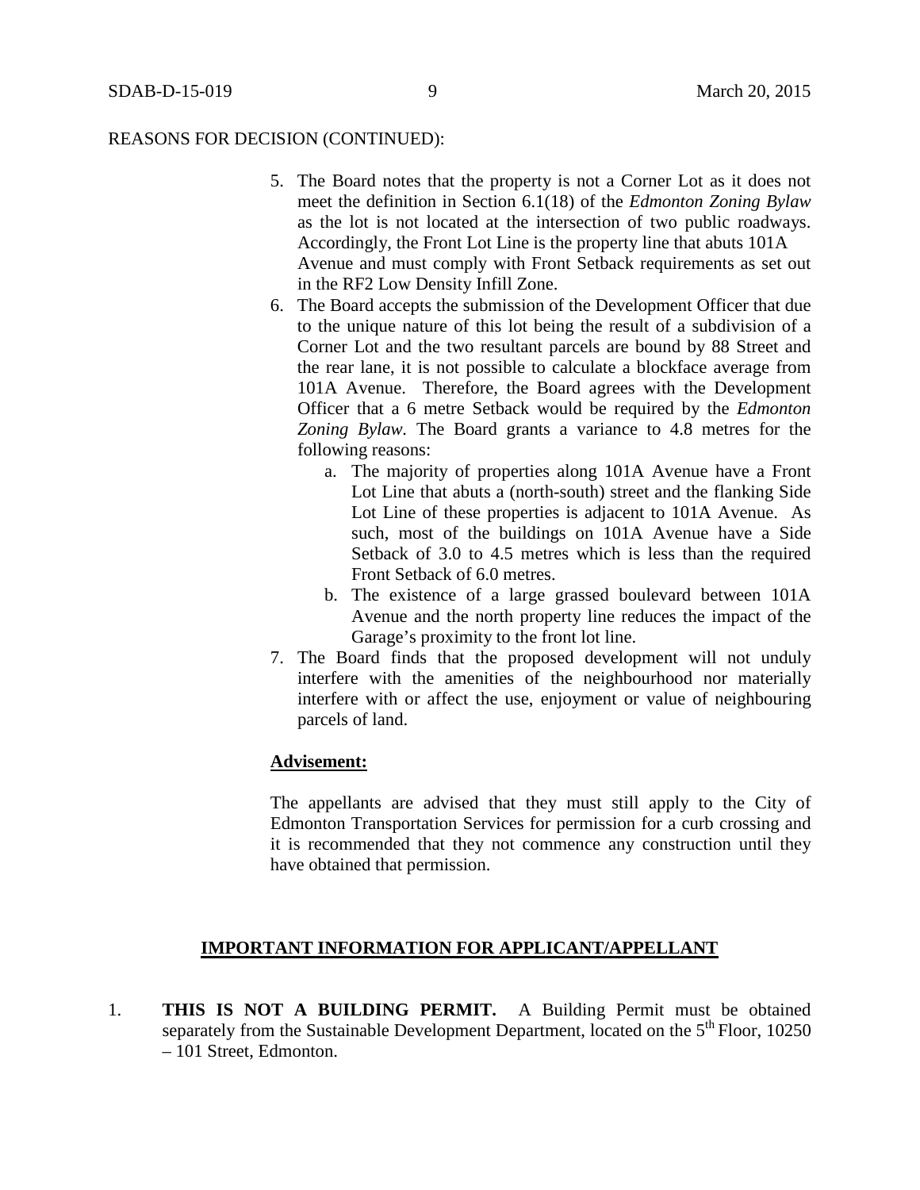REASONS FOR DECISION (CONTINUED):

5. The Board notes that the property is not a Corner Lot as it does not meet the definition in Section 6.1(18) of the *Edmonton Zoning Bylaw* as the lot is not located at the intersection of two public roadways. Accordingly, the Front Lot Line is the property line that abuts 101A Avenue and must comply with Front Setback requirements as set out in the RF2 Low Density Infill Zone.
6. The Board accepts the submission of the Development Officer that due to the unique nature of this lot being the result of a subdivision of a Corner Lot and the two resultant parcels are bound by 88 Street and the rear lane, it is not possible to calculate a blockface average from 101A Avenue. Therefore, the Board agrees with the Development Officer that a 6 metre Setback would be required by the *Edmonton Zoning Bylaw*. The Board grants a variance to 4.8 metres for the following reasons:
   a. The majority of properties along 101A Avenue have a Front Lot Line that abuts a (north-south) street and the flanking Side Lot Line of these properties is adjacent to 101A Avenue. As such, most of the buildings on 101A Avenue have a Side Setback of 3.0 to 4.5 metres which is less than the required Front Setback of 6.0 metres.
   b. The existence of a large grassed boulevard between 101A Avenue and the north property line reduces the impact of the Garage's proximity to the front lot line.
7. The Board finds that the proposed development will not unduly interfere with the amenities of the neighbourhood nor materially interfere with or affect the use, enjoyment or value of neighbouring parcels of land.

**Advisement:**

The appellants are advised that they must still apply to the City of Edmonton Transportation Services for permission for a curb crossing and it is recommended that they not commence any construction until they have obtained that permission.

**IMPORTANT INFORMATION FOR APPLICANT/APPELLANT**

1. **THIS IS NOT A BUILDING PERMIT.** A Building Permit must be obtained separately from the Sustainable Development Department, located on the 5th Floor, 10250 – 101 Street, Edmonton.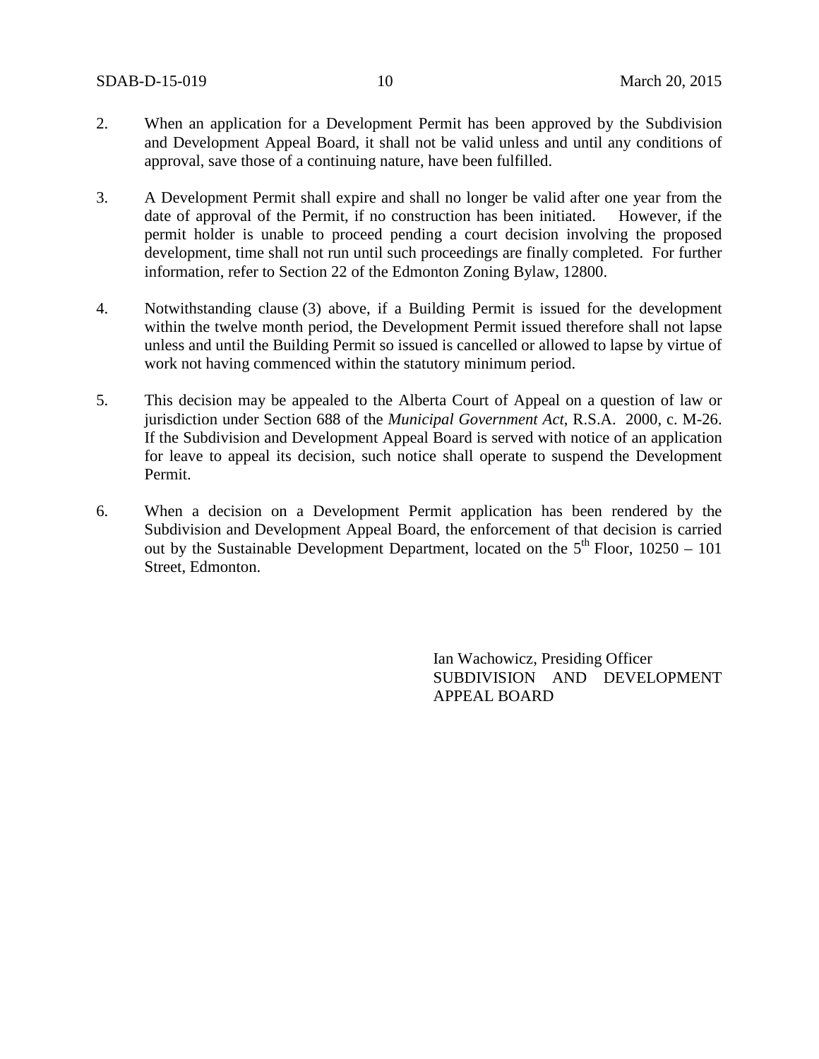2. When an application for a Development Permit has been approved by the Subdivision and Development Appeal Board, it shall not be valid unless and until any conditions of approval, save those of a continuing nature, have been fulfilled.

3. A Development Permit shall expire and shall no longer be valid after one year from the date of approval of the Permit, if no construction has been initiated. However, if the permit holder is unable to proceed pending a court decision involving the proposed development, time shall not run until such proceedings are finally completed. For further information, refer to Section 22 of the Edmonton Zoning Bylaw, 12800.

4. Notwithstanding clause (3) above, if a Building Permit is issued for the development within the twelve month period, the Development Permit issued therefore shall not lapse unless and until the Building Permit so issued is cancelled or allowed to lapse by virtue of work not having commenced within the statutory minimum period.

5. This decision may be appealed to the Alberta Court of Appeal on a question of law or jurisdiction under Section 688 of the *Municipal Government Act*, R.S.A. 2000, c. M-26. If the Subdivision and Development Appeal Board is served with notice of an application for leave to appeal its decision, such notice shall operate to suspend the Development Permit.

6. When a decision on a Development Permit application has been rendered by the Subdivision and Development Appeal Board, the enforcement of that decision is carried out by the Sustainable Development Department, located on the 5th Floor, 10250 – 101 Street, Edmonton.

Ian Wachowicz, Presiding Officer
SUBDIVISION AND DEVELOPMENT APPEAL BOARD